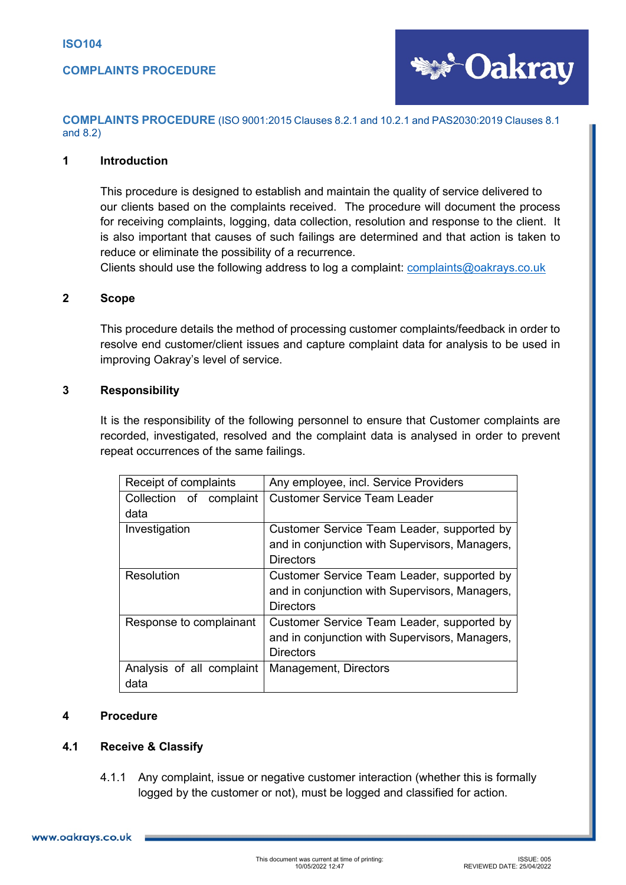# COMPLAINTS PROCEDURE (ISO 9001:2015 Clauses 8.2.1 and 10.2.1 and PAS2030:2019 Clauses 8.1 and 8.2)

## 1 Introduction

This procedure is designed to establish and maintain the quality of service delivered to our clients based on the complaints received. The procedure will document the process for receiving complaints, logging, data collection, resolution and response to the client. It is also important that causes of such failings are determined and that action is taken to reduce or eliminate the possibility of a recurrence.

Clients should use the following address to log a complaint: complaints@oakrays.co.uk

## 2 Scope

This procedure details the method of processing customer complaints/feedback in order to resolve end customer/client issues and capture complaint data for analysis to be used in improving Oakray's level of service.

## 3 Responsibility

It is the responsibility of the following personnel to ensure that Customer complaints are recorded, investigated, resolved and the complaint data is analysed in order to prevent repeat occurrences of the same failings.

| Receipt of complaints | Any employee, incl. Service Providers |
|---|---|
| Collection of complaint data | Customer Service Team Leader |
| Investigation | Customer Service Team Leader, supported by and in conjunction with Supervisors, Managers, Directors |
| Resolution | Customer Service Team Leader, supported by and in conjunction with Supervisors, Managers, Directors |
| Response to complainant | Customer Service Team Leader, supported by and in conjunction with Supervisors, Managers, Directors |
| Analysis of all complaint data | Management, Directors |

## 4 Procedure

### 4.1 Receive & Classify

4.1.1 Any complaint, issue or negative customer interaction (whether this is formally logged by the customer or not), must be logged and classified for action.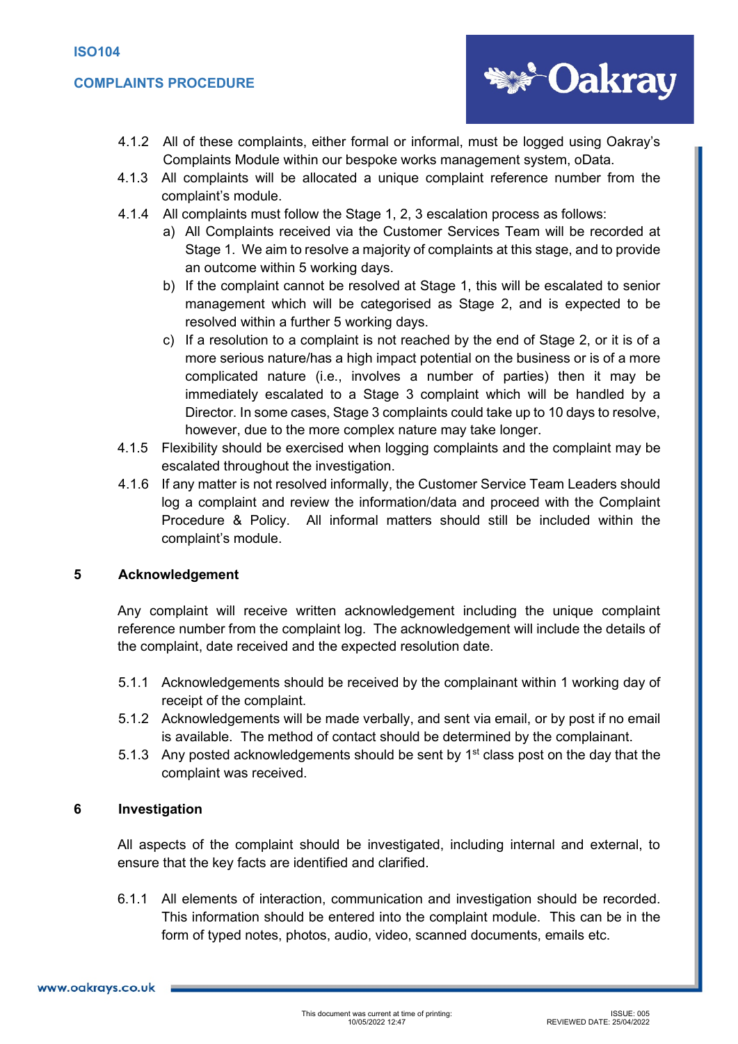4.1.2 All of these complaints, either formal or informal, must be logged using Oakray's Complaints Module within our bespoke works management system, oData.

4.1.3 All complaints will be allocated a unique complaint reference number from the complaint's module.

4.1.4 All complaints must follow the Stage 1, 2, 3 escalation process as follows:

a) All Complaints received via the Customer Services Team will be recorded at Stage 1. We aim to resolve a majority of complaints at this stage, and to provide an outcome within 5 working days.

b) If the complaint cannot be resolved at Stage 1, this will be escalated to senior management which will be categorised as Stage 2, and is expected to be resolved within a further 5 working days.

c) If a resolution to a complaint is not reached by the end of Stage 2, or it is of a more serious nature/has a high impact potential on the business or is of a more complicated nature (i.e., involves a number of parties) then it may be immediately escalated to a Stage 3 complaint which will be handled by a Director. In some cases, Stage 3 complaints could take up to 10 days to resolve, however, due to the more complex nature may take longer.

4.1.5 Flexibility should be exercised when logging complaints and the complaint may be escalated throughout the investigation.

4.1.6 If any matter is not resolved informally, the Customer Service Team Leaders should log a complaint and review the information/data and proceed with the Complaint Procedure & Policy. All informal matters should still be included within the complaint's module.

## 5 Acknowledgement

Any complaint will receive written acknowledgement including the unique complaint reference number from the complaint log. The acknowledgement will include the details of the complaint, date received and the expected resolution date.

5.1.1 Acknowledgements should be received by the complainant within 1 working day of receipt of the complaint.

5.1.2 Acknowledgements will be made verbally, and sent via email, or by post if no email is available. The method of contact should be determined by the complainant.

5.1.3 Any posted acknowledgements should be sent by 1st class post on the day that the complaint was received.

## 6 Investigation

All aspects of the complaint should be investigated, including internal and external, to ensure that the key facts are identified and clarified.

6.1.1 All elements of interaction, communication and investigation should be recorded. This information should be entered into the complaint module. This can be in the form of typed notes, photos, audio, video, scanned documents, emails etc.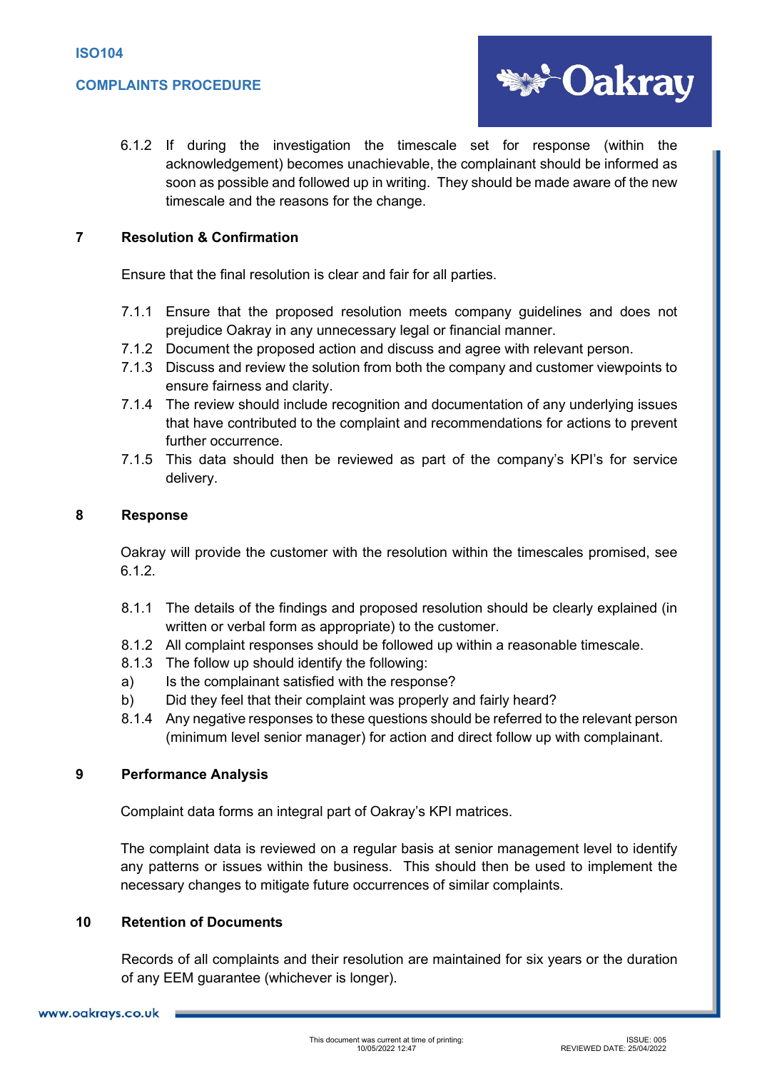6.1.2 If during the investigation the timescale set for response (within the acknowledgement) becomes unachievable, the complainant should be informed as soon as possible and followed up in writing. They should be made aware of the new timescale and the reasons for the change.

## 7 Resolution & Confirmation

Ensure that the final resolution is clear and fair for all parties.

7.1.1 Ensure that the proposed resolution meets company guidelines and does not prejudice Oakray in any unnecessary legal or financial manner.
7.1.2 Document the proposed action and discuss and agree with relevant person.
7.1.3 Discuss and review the solution from both the company and customer viewpoints to ensure fairness and clarity.
7.1.4 The review should include recognition and documentation of any underlying issues that have contributed to the complaint and recommendations for actions to prevent further occurrence.
7.1.5 This data should then be reviewed as part of the company's KPI's for service delivery.

## 8 Response

Oakray will provide the customer with the resolution within the timescales promised, see 6.1.2.

8.1.1 The details of the findings and proposed resolution should be clearly explained (in written or verbal form as appropriate) to the customer.
8.1.2 All complaint responses should be followed up within a reasonable timescale.
8.1.3 The follow up should identify the following:
a) Is the complainant satisfied with the response?
b) Did they feel that their complaint was properly and fairly heard?
8.1.4 Any negative responses to these questions should be referred to the relevant person (minimum level senior manager) for action and direct follow up with complainant.

## 9 Performance Analysis

Complaint data forms an integral part of Oakray's KPI matrices.

The complaint data is reviewed on a regular basis at senior management level to identify any patterns or issues within the business. This should then be used to implement the necessary changes to mitigate future occurrences of similar complaints.

## 10 Retention of Documents

Records of all complaints and their resolution are maintained for six years or the duration of any EEM guarantee (whichever is longer).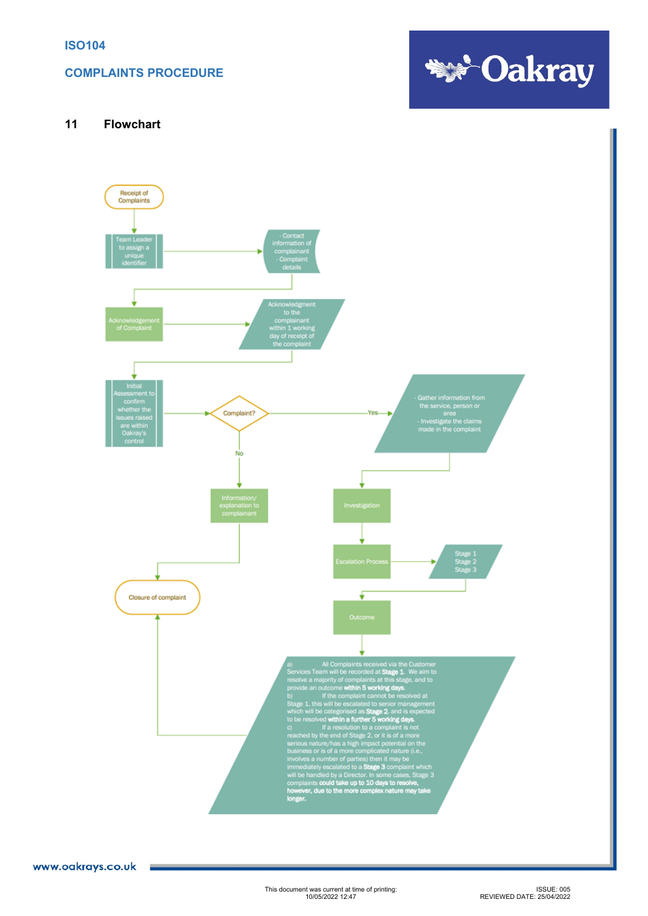## 11 Flowchart

Receipt of Complaints

Team Leader to assign a unique identifier

- Contact information of complainant
- Complaint details

Acknowledgement of Complaint

Acknowledgment to the complainant within 1 working day of receipt of the complaint

Initial Assessment to confirm whether the issues raised are within Oakray's control

Complaint?

Yes

- Gather information from the service, person or area
- Investigate the claims made in the complaint

No

Information/ explanation to complainant

Investigation

Escalation Process

Stage 1
Stage 2
Stage 3

Outcome

Closure of complaint

a) All Complaints received via the Customer Services Team will be recorded at **Stage 1**. We aim to resolve a majority of complaints at this stage, and to provide an outcome **within 5 working days**.

b) If the complaint cannot be resolved at Stage 1, this will be escalated to senior management which will be categorised as **Stage 2**, and is expected to be resolved **within a further 5 working days**.

c) If a resolution to a complaint is not reached by the end of Stage 2, or it is of a more serious nature/has a high impact potential on the business or is of a more complicated nature (i.e., involves a number of parties) then it may be immediately escalated to a **Stage 3** complaint which will be handled by a Director. In some cases, Stage 3 complaints **could take up to 10 days to resolve, however, due to the more complex nature may take longer.**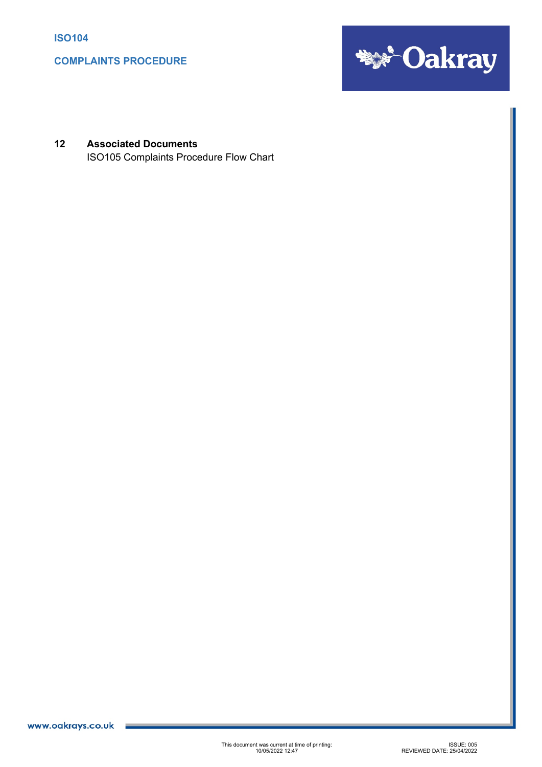## 12 Associated Documents

ISO105 Complaints Procedure Flow Chart